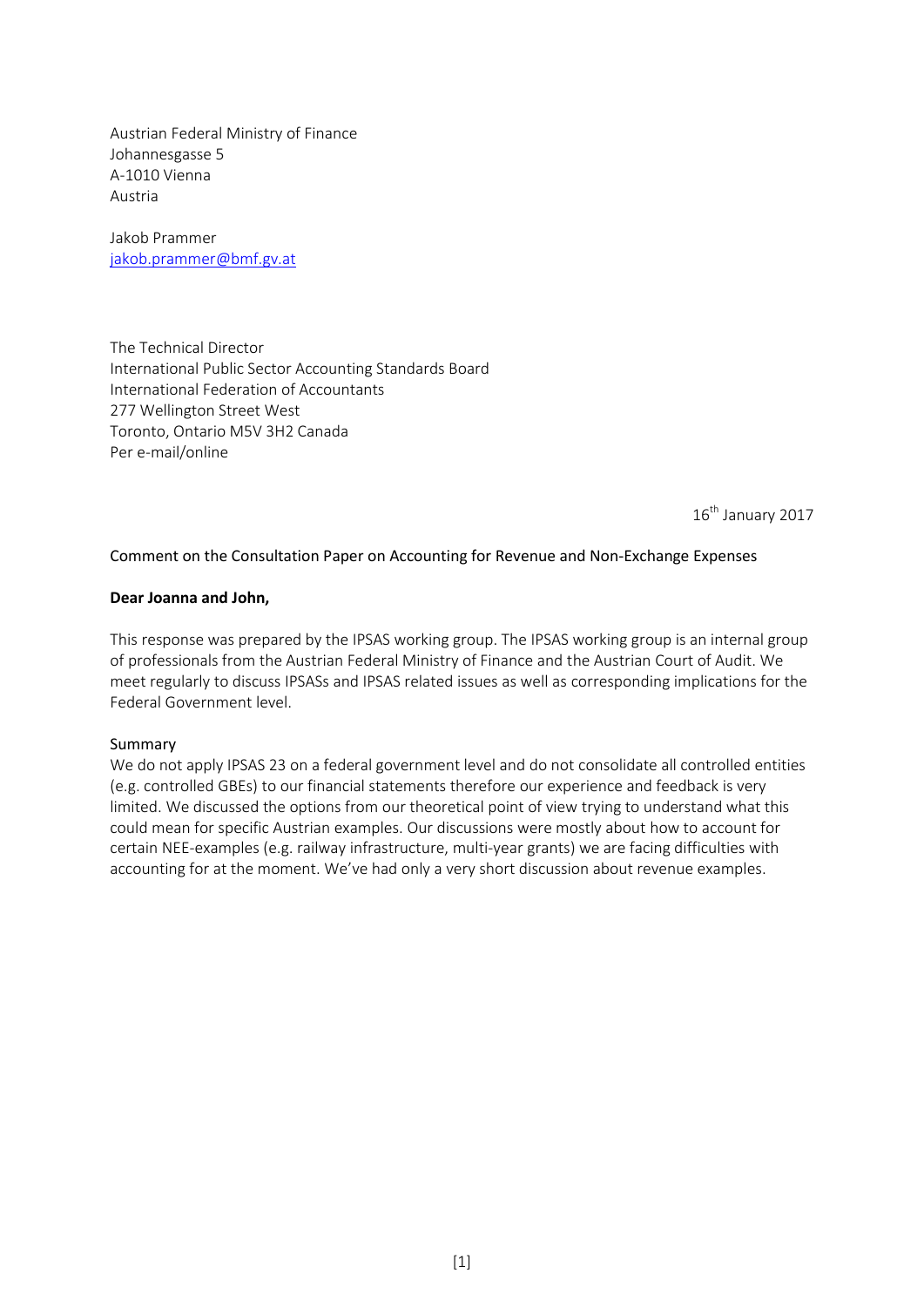Austrian Federal Ministry of Finance
Johannesgasse 5
A-1010 Vienna
Austria

Jakob Prammer
jakob.prammer@bmf.gv.at

The Technical Director
International Public Sector Accounting Standards Board
International Federation of Accountants
277 Wellington Street West
Toronto, Ontario M5V 3H2 Canada
Per e-mail/online

16th January 2017

Comment on the Consultation Paper on Accounting for Revenue and Non-Exchange Expenses

**Dear Joanna and John,**

This response was prepared by the IPSAS working group. The IPSAS working group is an internal group of professionals from the Austrian Federal Ministry of Finance and the Austrian Court of Audit. We meet regularly to discuss IPSASs and IPSAS related issues as well as corresponding implications for the Federal Government level.

Summary

We do not apply IPSAS 23 on a federal government level and do not consolidate all controlled entities (e.g. controlled GBEs) to our financial statements therefore our experience and feedback is very limited. We discussed the options from our theoretical point of view trying to understand what this could mean for specific Austrian examples. Our discussions were mostly about how to account for certain NEE-examples (e.g. railway infrastructure, multi-year grants) we are facing difficulties with accounting for at the moment. We've had only a very short discussion about revenue examples.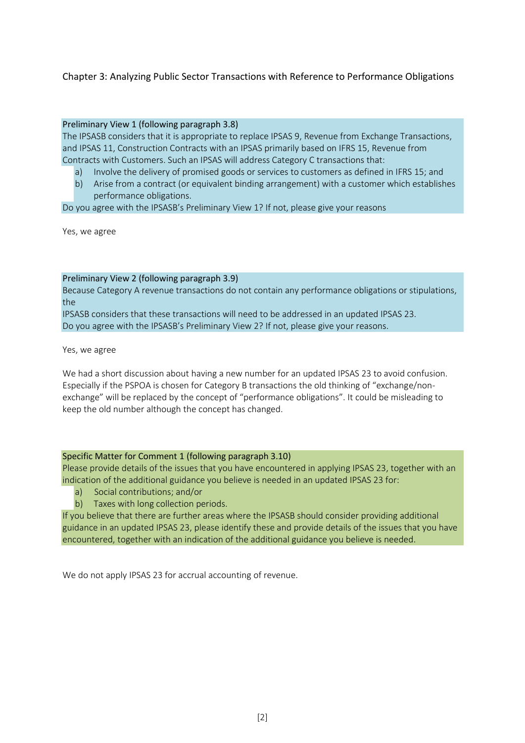## Chapter 3: Analyzing Public Sector Transactions with Reference to Performance Obligations

**Preliminary View 1 (following paragraph 3.8)**

The IPSASB considers that it is appropriate to replace IPSAS 9, Revenue from Exchange Transactions, and IPSAS 11, Construction Contracts with an IPSAS primarily based on IFRS 15, Revenue from Contracts with Customers. Such an IPSAS will address Category C transactions that:

a) Involve the delivery of promised goods or services to customers as defined in IFRS 15; and
b) Arise from a contract (or equivalent binding arrangement) with a customer which establishes performance obligations.

Do you agree with the IPSASB's Preliminary View 1? If not, please give your reasons

Yes, we agree

**Preliminary View 2 (following paragraph 3.9)**

Because Category A revenue transactions do not contain any performance obligations or stipulations, the

IPSASB considers that these transactions will need to be addressed in an updated IPSAS 23.

Do you agree with the IPSASB's Preliminary View 2? If not, please give your reasons.

Yes, we agree

We had a short discussion about having a new number for an updated IPSAS 23 to avoid confusion. Especially if the PSPOA is chosen for Category B transactions the old thinking of "exchange/non-exchange" will be replaced by the concept of "performance obligations". It could be misleading to keep the old number although the concept has changed.

**Specific Matter for Comment 1 (following paragraph 3.10)**

Please provide details of the issues that you have encountered in applying IPSAS 23, together with an indication of the additional guidance you believe is needed in an updated IPSAS 23 for:

a) Social contributions; and/or
b) Taxes with long collection periods.

If you believe that there are further areas where the IPSASB should consider providing additional guidance in an updated IPSAS 23, please identify these and provide details of the issues that you have encountered, together with an indication of the additional guidance you believe is needed.

We do not apply IPSAS 23 for accrual accounting of revenue.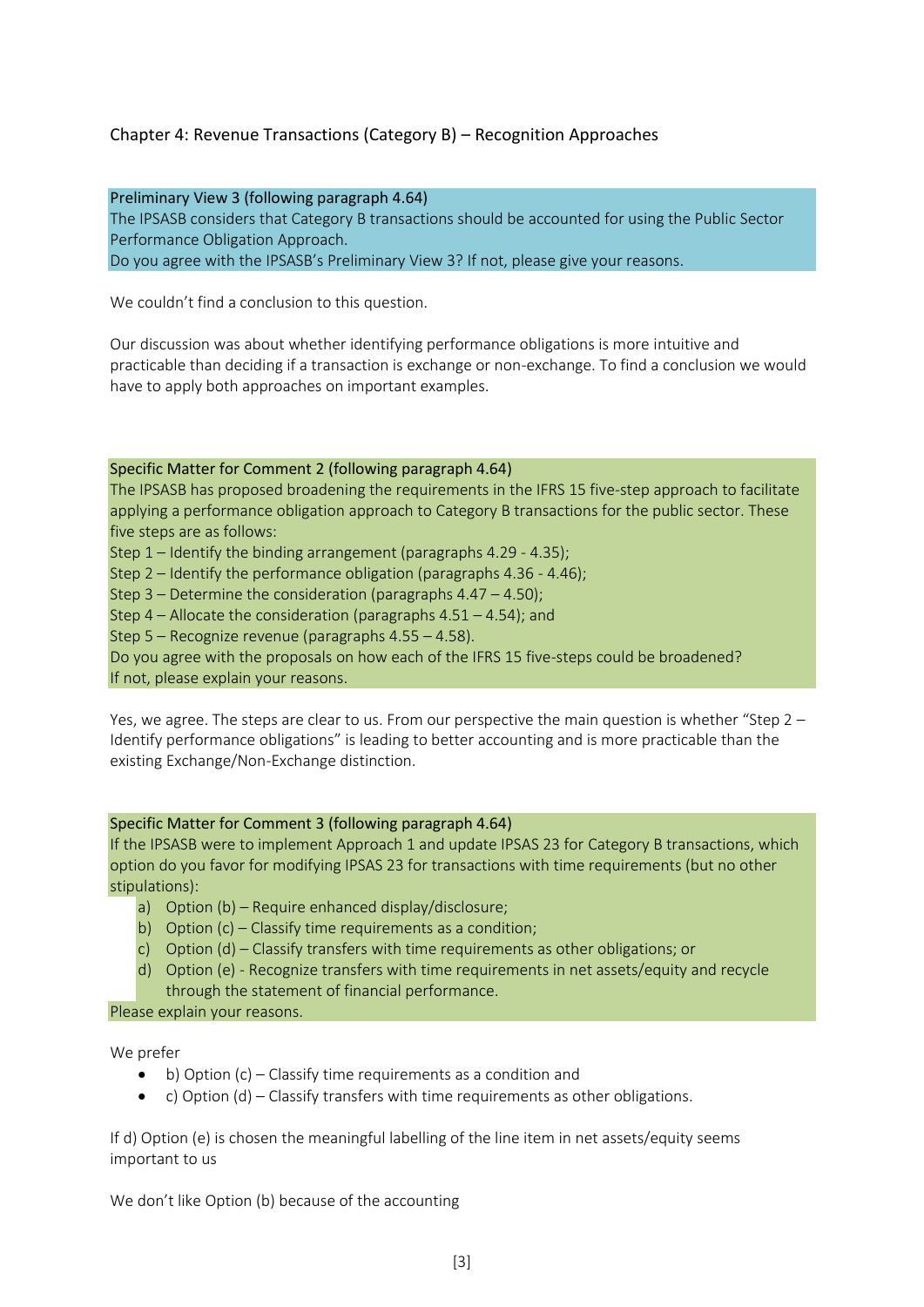## Chapter 4: Revenue Transactions (Category B) – Recognition Approaches

**Preliminary View 3 (following paragraph 4.64)**
The IPSASB considers that Category B transactions should be accounted for using the Public Sector Performance Obligation Approach.
Do you agree with the IPSASB's Preliminary View 3? If not, please give your reasons.

We couldn't find a conclusion to this question.

Our discussion was about whether identifying performance obligations is more intuitive and practicable than deciding if a transaction is exchange or non-exchange. To find a conclusion we would have to apply both approaches on important examples.

**Specific Matter for Comment 2 (following paragraph 4.64)**
The IPSASB has proposed broadening the requirements in the IFRS 15 five-step approach to facilitate applying a performance obligation approach to Category B transactions for the public sector. These five steps are as follows:
Step 1 – Identify the binding arrangement (paragraphs 4.29 - 4.35);
Step 2 – Identify the performance obligation (paragraphs 4.36 - 4.46);
Step 3 – Determine the consideration (paragraphs 4.47 – 4.50);
Step 4 – Allocate the consideration (paragraphs 4.51 – 4.54); and
Step 5 – Recognize revenue (paragraphs 4.55 – 4.58).
Do you agree with the proposals on how each of the IFRS 15 five-steps could be broadened?
If not, please explain your reasons.

Yes, we agree. The steps are clear to us. From our perspective the main question is whether "Step 2 – Identify performance obligations" is leading to better accounting and is more practicable than the existing Exchange/Non-Exchange distinction.

**Specific Matter for Comment 3 (following paragraph 4.64)**
If the IPSASB were to implement Approach 1 and update IPSAS 23 for Category B transactions, which option do you favor for modifying IPSAS 23 for transactions with time requirements (but no other stipulations):

a) Option (b) – Require enhanced display/disclosure;
b) Option (c) – Classify time requirements as a condition;
c) Option (d) – Classify transfers with time requirements as other obligations; or
d) Option (e) - Recognize transfers with time requirements in net assets/equity and recycle through the statement of financial performance.

Please explain your reasons.

We prefer

- b) Option (c) – Classify time requirements as a condition and
- c) Option (d) – Classify transfers with time requirements as other obligations.

If d) Option (e) is chosen the meaningful labelling of the line item in net assets/equity seems important to us

We don't like Option (b) because of the accounting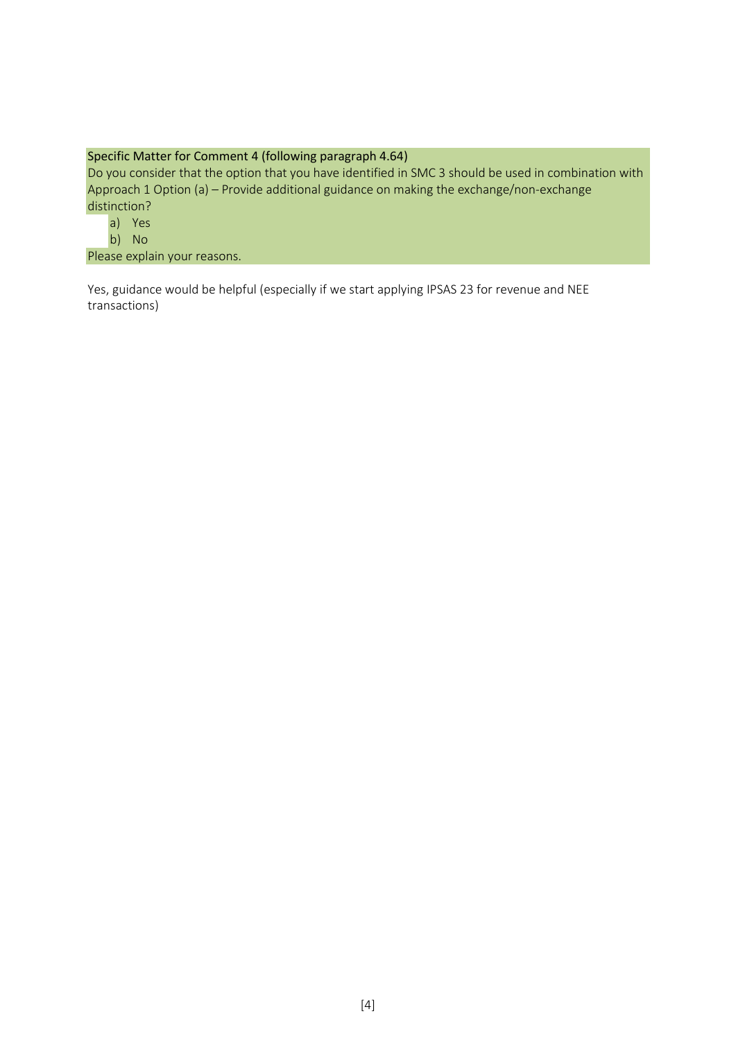Specific Matter for Comment 4 (following paragraph 4.64)

Do you consider that the option that you have identified in SMC 3 should be used in combination with Approach 1 Option (a) – Provide additional guidance on making the exchange/non-exchange distinction?

a) Yes
b) No

Please explain your reasons.

Yes, guidance would be helpful (especially if we start applying IPSAS 23 for revenue and NEE transactions)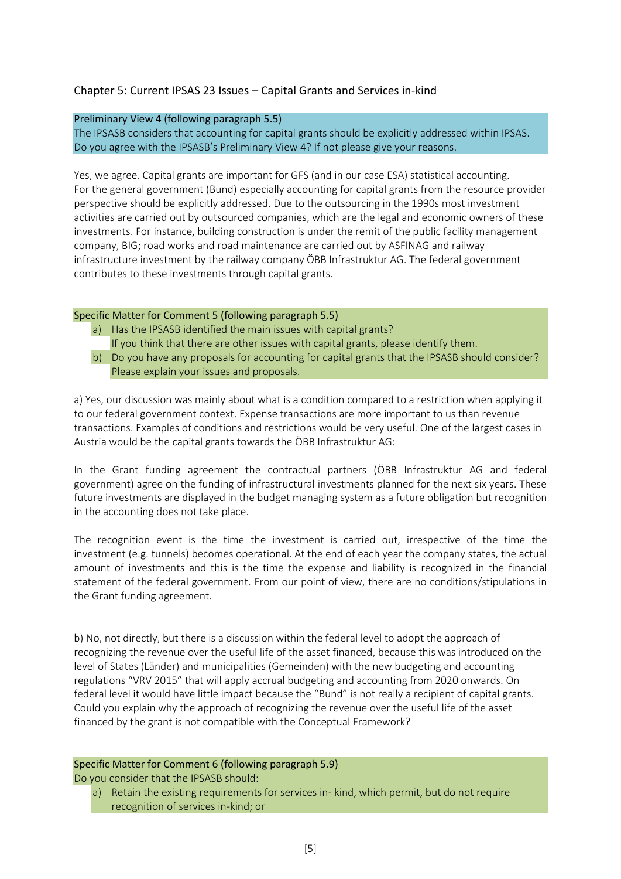## Chapter 5: Current IPSAS 23 Issues – Capital Grants and Services in-kind

**Preliminary View 4 (following paragraph 5.5)**
The IPSASB considers that accounting for capital grants should be explicitly addressed within IPSAS. Do you agree with the IPSASB's Preliminary View 4? If not please give your reasons.

Yes, we agree. Capital grants are important for GFS (and in our case ESA) statistical accounting. For the general government (Bund) especially accounting for capital grants from the resource provider perspective should be explicitly addressed. Due to the outsourcing in the 1990s most investment activities are carried out by outsourced companies, which are the legal and economic owners of these investments. For instance, building construction is under the remit of the public facility management company, BIG; road works and road maintenance are carried out by ASFINAG and railway infrastructure investment by the railway company ÖBB Infrastruktur AG. The federal government contributes to these investments through capital grants.

**Specific Matter for Comment 5 (following paragraph 5.5)**

a) Has the IPSASB identified the main issues with capital grants? If you think that there are other issues with capital grants, please identify them.
b) Do you have any proposals for accounting for capital grants that the IPSASB should consider? Please explain your issues and proposals.

a) Yes, our discussion was mainly about what is a condition compared to a restriction when applying it to our federal government context. Expense transactions are more important to us than revenue transactions. Examples of conditions and restrictions would be very useful. One of the largest cases in Austria would be the capital grants towards the ÖBB Infrastruktur AG:

In the Grant funding agreement the contractual partners (ÖBB Infrastruktur AG and federal government) agree on the funding of infrastructural investments planned for the next six years. These future investments are displayed in the budget managing system as a future obligation but recognition in the accounting does not take place.

The recognition event is the time the investment is carried out, irrespective of the time the investment (e.g. tunnels) becomes operational. At the end of each year the company states, the actual amount of investments and this is the time the expense and liability is recognized in the financial statement of the federal government. From our point of view, there are no conditions/stipulations in the Grant funding agreement.

b) No, not directly, but there is a discussion within the federal level to adopt the approach of recognizing the revenue over the useful life of the asset financed, because this was introduced on the level of States (Länder) and municipalities (Gemeinden) with the new budgeting and accounting regulations "VRV 2015" that will apply accrual budgeting and accounting from 2020 onwards. On federal level it would have little impact because the "Bund" is not really a recipient of capital grants. Could you explain why the approach of recognizing the revenue over the useful life of the asset financed by the grant is not compatible with the Conceptual Framework?

**Specific Matter for Comment 6 (following paragraph 5.9)**
Do you consider that the IPSASB should:

a) Retain the existing requirements for services in- kind, which permit, but do not require recognition of services in-kind; or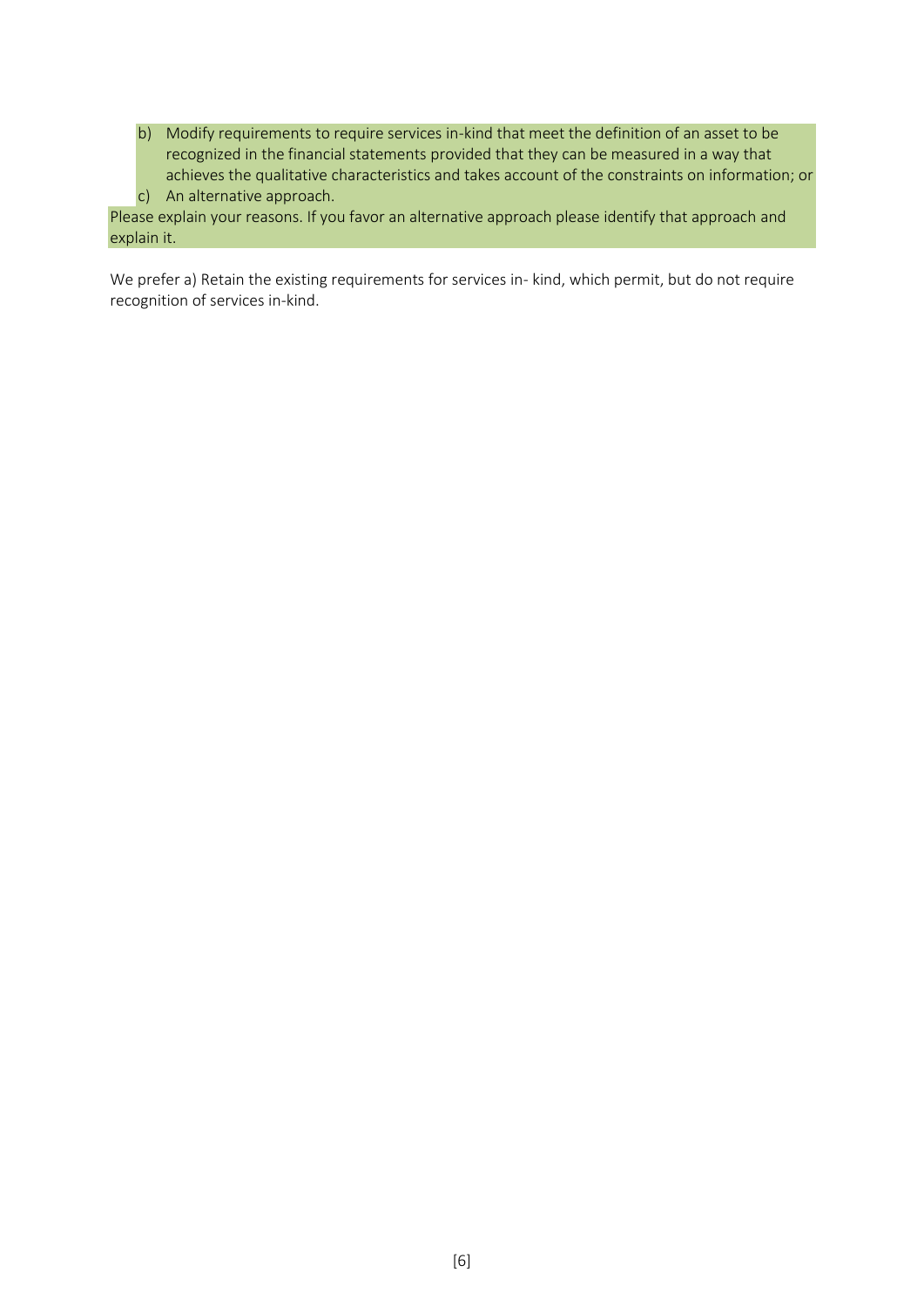b) Modify requirements to require services in-kind that meet the definition of an asset to be recognized in the financial statements provided that they can be measured in a way that achieves the qualitative characteristics and takes account of the constraints on information; or
c) An alternative approach.

Please explain your reasons. If you favor an alternative approach please identify that approach and explain it.

We prefer a) Retain the existing requirements for services in- kind, which permit, but do not require recognition of services in-kind.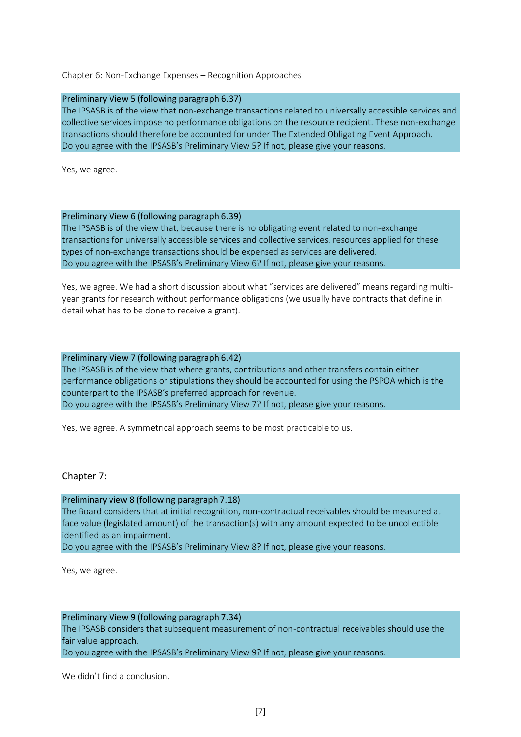Chapter 6: Non-Exchange Expenses – Recognition Approaches

**Preliminary View 5 (following paragraph 6.37)**
The IPSASB is of the view that non-exchange transactions related to universally accessible services and collective services impose no performance obligations on the resource recipient. These non-exchange transactions should therefore be accounted for under The Extended Obligating Event Approach.
Do you agree with the IPSASB's Preliminary View 5? If not, please give your reasons.

Yes, we agree.

**Preliminary View 6 (following paragraph 6.39)**
The IPSASB is of the view that, because there is no obligating event related to non-exchange transactions for universally accessible services and collective services, resources applied for these types of non-exchange transactions should be expensed as services are delivered.
Do you agree with the IPSASB's Preliminary View 6? If not, please give your reasons.

Yes, we agree. We had a short discussion about what "services are delivered" means regarding multi-year grants for research without performance obligations (we usually have contracts that define in detail what has to be done to receive a grant).

**Preliminary View 7 (following paragraph 6.42)**
The IPSASB is of the view that where grants, contributions and other transfers contain either performance obligations or stipulations they should be accounted for using the PSPOA which is the counterpart to the IPSASB's preferred approach for revenue.
Do you agree with the IPSASB's Preliminary View 7? If not, please give your reasons.

Yes, we agree. A symmetrical approach seems to be most practicable to us.

## Chapter 7:

**Preliminary view 8 (following paragraph 7.18)**
The Board considers that at initial recognition, non-contractual receivables should be measured at face value (legislated amount) of the transaction(s) with any amount expected to be uncollectible identified as an impairment.
Do you agree with the IPSASB's Preliminary View 8? If not, please give your reasons.

Yes, we agree.

**Preliminary View 9 (following paragraph 7.34)**
The IPSASB considers that subsequent measurement of non-contractual receivables should use the fair value approach.
Do you agree with the IPSASB's Preliminary View 9? If not, please give your reasons.

We didn't find a conclusion.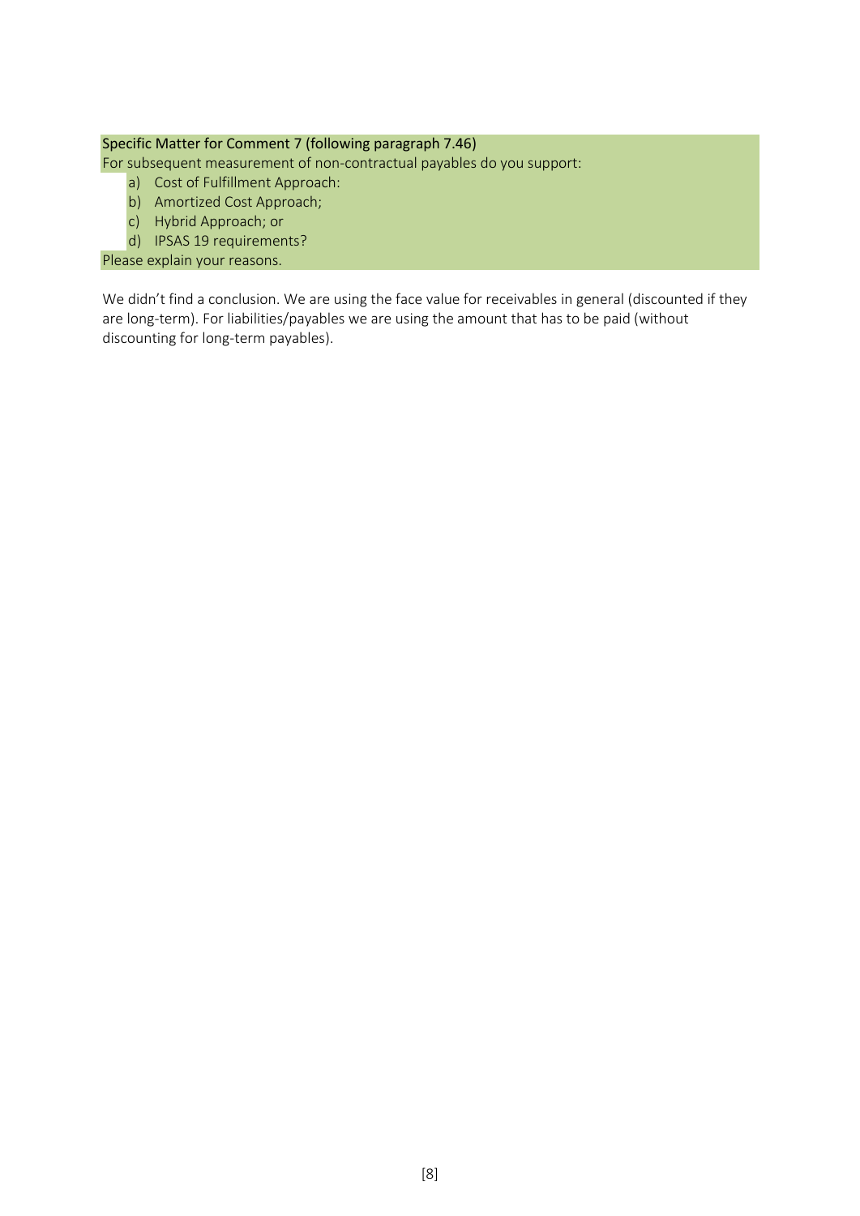Specific Matter for Comment 7 (following paragraph 7.46)

For subsequent measurement of non-contractual payables do you support:

a) Cost of Fulfillment Approach:
b) Amortized Cost Approach;
c) Hybrid Approach; or
d) IPSAS 19 requirements?

Please explain your reasons.

We didn't find a conclusion. We are using the face value for receivables in general (discounted if they are long-term). For liabilities/payables we are using the amount that has to be paid (without discounting for long-term payables).